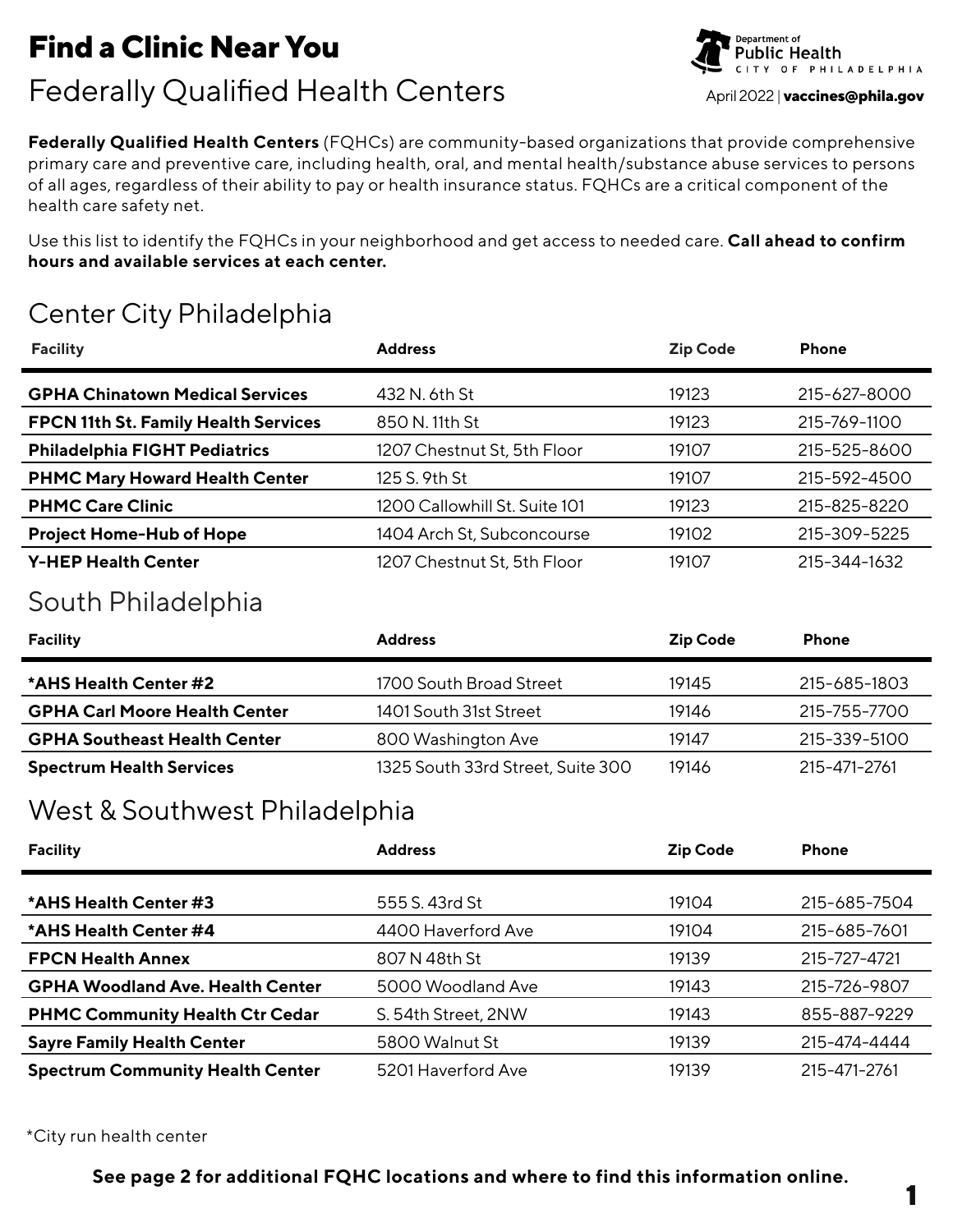# Find a Clinic Near You

## Federally Qualified Health Centers

Department of Public Health — City of Philadelphia

April 2022 | **vaccines@phila.gov**

**Federally Qualified Health Centers** (FQHCs) are community-based organizations that provide comprehensive primary care and preventive care, including health, oral, and mental health/substance abuse services to persons of all ages, regardless of their ability to pay or health insurance status. FQHCs are a critical component of the health care safety net.

Use this list to identify the FQHCs in your neighborhood and get access to needed care. **Call ahead to confirm hours and available services at each center.**

## Center City Philadelphia

| Facility | Address | Zip Code | Phone |
|---|---|---|---|
| **GPHA Chinatown Medical Services** | 432 N. 6th St | 19123 | 215-627-8000 |
| **FPCN 11th St. Family Health Services** | 850 N. 11th St | 19123 | 215-769-1100 |
| **Philadelphia FIGHT Pediatrics** | 1207 Chestnut St, 5th Floor | 19107 | 215-525-8600 |
| **PHMC Mary Howard Health Center** | 125 S. 9th St | 19107 | 215-592-4500 |
| **PHMC Care Clinic** | 1200 Callowhill St. Suite 101 | 19123 | 215-825-8220 |
| **Project Home-Hub of Hope** | 1404 Arch St, Subconcourse | 19102 | 215-309-5225 |
| **Y-HEP Health Center** | 1207 Chestnut St, 5th Floor | 19107 | 215-344-1632 |

## South Philadelphia

| Facility | Address | Zip Code | Phone |
|---|---|---|---|
| ***AHS Health Center #2** | 1700 South Broad Street | 19145 | 215-685-1803 |
| **GPHA Carl Moore Health Center** | 1401 South 31st Street | 19146 | 215-755-7700 |
| **GPHA Southeast Health Center** | 800 Washington Ave | 19147 | 215-339-5100 |
| **Spectrum Health Services** | 1325 South 33rd Street, Suite 300 | 19146 | 215-471-2761 |

## West & Southwest Philadelphia

| Facility | Address | Zip Code | Phone |
|---|---|---|---|
| ***AHS Health Center #3** | 555 S. 43rd St | 19104 | 215-685-7504 |
| ***AHS Health Center #4** | 4400 Haverford Ave | 19104 | 215-685-7601 |
| **FPCN Health Annex** | 807 N 48th St | 19139 | 215-727-4721 |
| **GPHA Woodland Ave. Health Center** | 5000 Woodland Ave | 19143 | 215-726-9807 |
| **PHMC Community Health Ctr Cedar** | S. 54th Street, 2NW | 19143 | 855-887-9229 |
| **Sayre Family Health Center** | 5800 Walnut St | 19139 | 215-474-4444 |
| **Spectrum Community Health Center** | 5201 Haverford Ave | 19139 | 215-471-2761 |

*City run health center

**See page 2 for additional FQHC locations and where to find this information online.**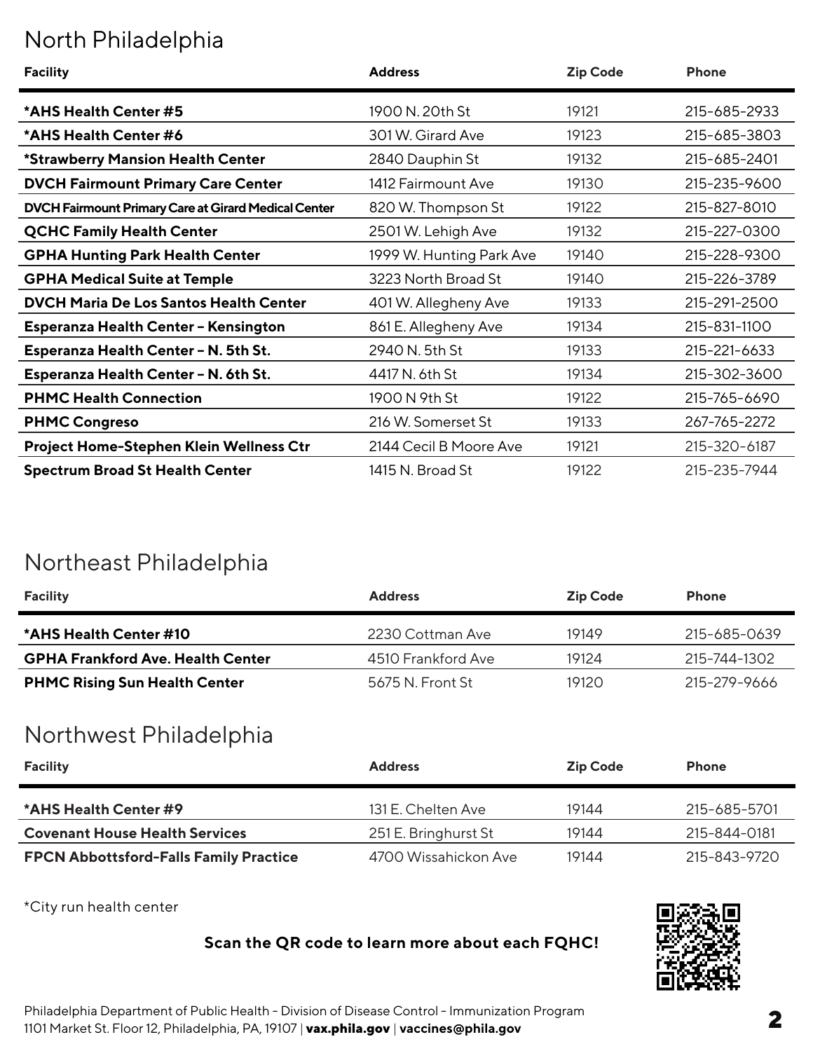## North Philadelphia

| Facility | Address | Zip Code | Phone |
|---|---|---|---|
| **\*AHS Health Center #5** | 1900 N. 20th St | 19121 | 215-685-2933 |
| **\*AHS Health Center #6** | 301 W. Girard Ave | 19123 | 215-685-3803 |
| **\*Strawberry Mansion Health Center** | 2840 Dauphin St | 19132 | 215-685-2401 |
| **DVCH Fairmount Primary Care Center** | 1412 Fairmount Ave | 19130 | 215-235-9600 |
| **DVCH Fairmount Primary Care at Girard Medical Center** | 820 W. Thompson St | 19122 | 215-827-8010 |
| **QCHC Family Health Center** | 2501 W. Lehigh Ave | 19132 | 215-227-0300 |
| **GPHA Hunting Park Health Center** | 1999 W. Hunting Park Ave | 19140 | 215-228-9300 |
| **GPHA Medical Suite at Temple** | 3223 North Broad St | 19140 | 215-226-3789 |
| **DVCH Maria De Los Santos Health Center** | 401 W. Allegheny Ave | 19133 | 215-291-2500 |
| **Esperanza Health Center – Kensington** | 861 E. Allegheny Ave | 19134 | 215-831-1100 |
| **Esperanza Health Center – N. 5th St.** | 2940 N. 5th St | 19133 | 215-221-6633 |
| **Esperanza Health Center – N. 6th St.** | 4417 N. 6th St | 19134 | 215-302-3600 |
| **PHMC Health Connection** | 1900 N 9th St | 19122 | 215-765-6690 |
| **PHMC Congreso** | 216 W. Somerset St | 19133 | 267-765-2272 |
| **Project Home-Stephen Klein Wellness Ctr** | 2144 Cecil B Moore Ave | 19121 | 215-320-6187 |
| **Spectrum Broad St Health Center** | 1415 N. Broad St | 19122 | 215-235-7944 |

## Northeast Philadelphia

| Facility | Address | Zip Code | Phone |
|---|---|---|---|
| **\*AHS Health Center #10** | 2230 Cottman Ave | 19149 | 215-685-0639 |
| **GPHA Frankford Ave. Health Center** | 4510 Frankford Ave | 19124 | 215-744-1302 |
| **PHMC Rising Sun Health Center** | 5675 N. Front St | 19120 | 215-279-9666 |

## Northwest Philadelphia

| Facility | Address | Zip Code | Phone |
|---|---|---|---|
| **\*AHS Health Center #9** | 131 E. Chelten Ave | 19144 | 215-685-5701 |
| **Covenant House Health Services** | 251 E. Bringhurst St | 19144 | 215-844-0181 |
| **FPCN Abbottsford-Falls Family Practice** | 4700 Wissahickon Ave | 19144 | 215-843-9720 |

*City run health center

**Scan the QR code to learn more about each FQHC!**

Philadelphia Department of Public Health - Division of Disease Control - Immunization Program
1101 Market St. Floor 12, Philadelphia, PA, 19107 | **vax.phila.gov** | **vaccines@phila.gov**